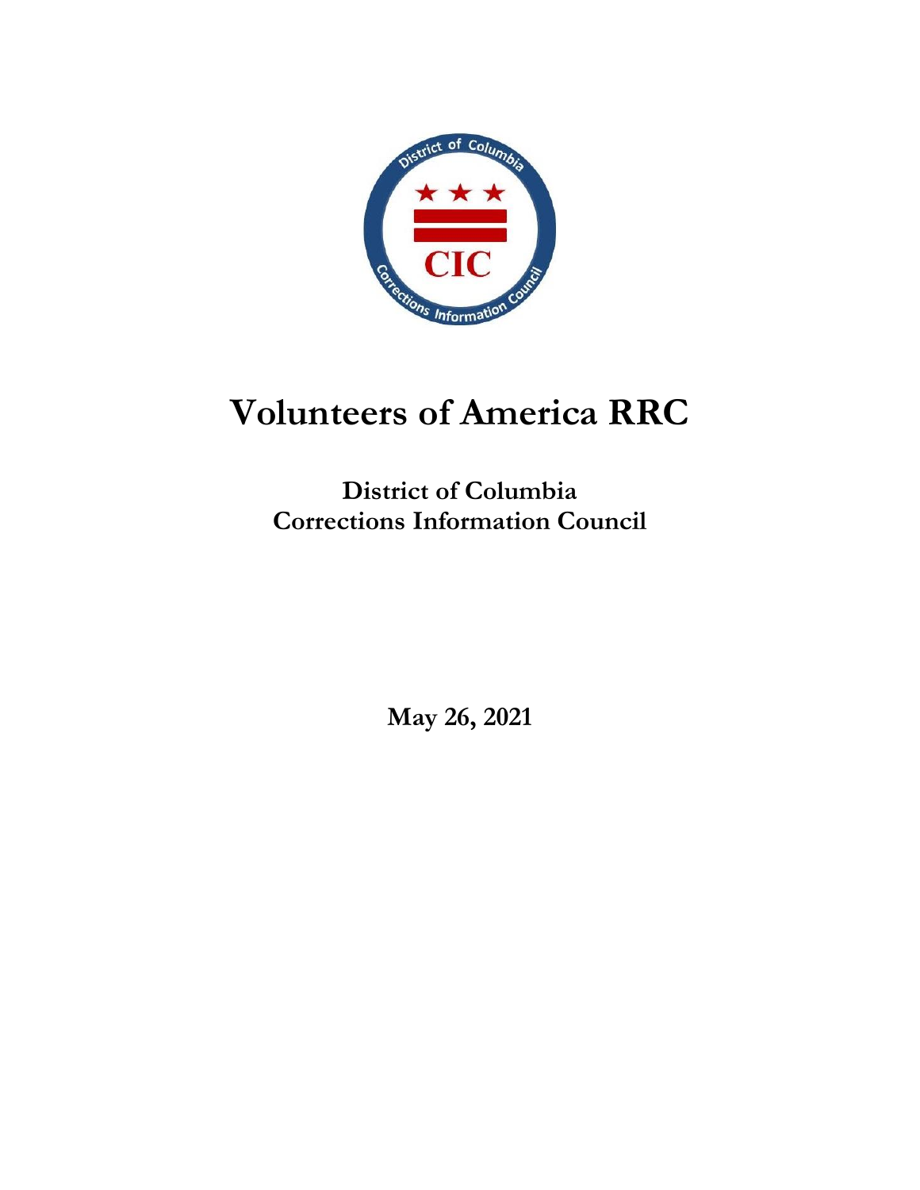# Volunteers of America RRC

## District of Columbia
## Corrections Information Council

**May 26, 2021**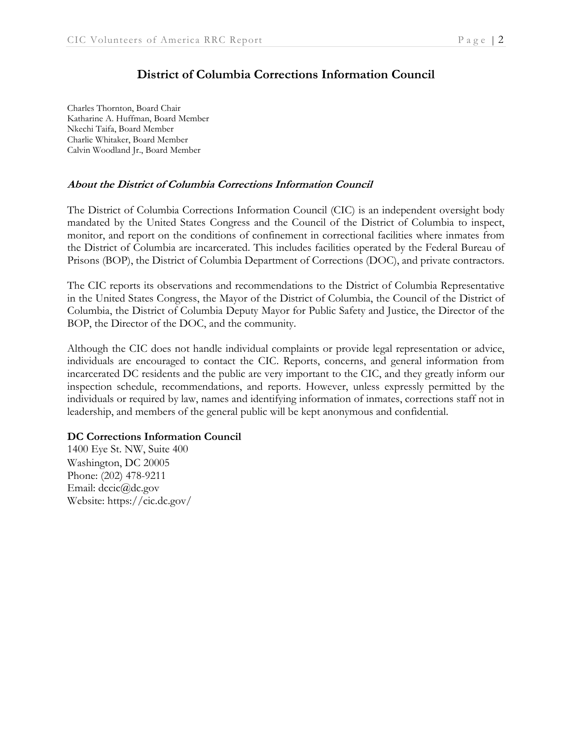# District of Columbia Corrections Information Council

Charles Thornton, Board Chair
Katharine A. Huffman, Board Member
Nkechi Taifa, Board Member
Charlie Whitaker, Board Member
Calvin Woodland Jr., Board Member

## ***About the District of Columbia Corrections Information Council***

The District of Columbia Corrections Information Council (CIC) is an independent oversight body mandated by the United States Congress and the Council of the District of Columbia to inspect, monitor, and report on the conditions of confinement in correctional facilities where inmates from the District of Columbia are incarcerated. This includes facilities operated by the Federal Bureau of Prisons (BOP), the District of Columbia Department of Corrections (DOC), and private contractors.

The CIC reports its observations and recommendations to the District of Columbia Representative in the United States Congress, the Mayor of the District of Columbia, the Council of the District of Columbia, the District of Columbia Deputy Mayor for Public Safety and Justice, the Director of the BOP, the Director of the DOC, and the community.

Although the CIC does not handle individual complaints or provide legal representation or advice, individuals are encouraged to contact the CIC. Reports, concerns, and general information from incarcerated DC residents and the public are very important to the CIC, and they greatly inform our inspection schedule, recommendations, and reports. However, unless expressly permitted by the individuals or required by law, names and identifying information of inmates, corrections staff not in leadership, and members of the general public will be kept anonymous and confidential.

**DC Corrections Information Council**
1400 Eye St. NW, Suite 400
Washington, DC 20005
Phone: (202) 478-9211
Email: dccic@dc.gov
Website: https://cic.dc.gov/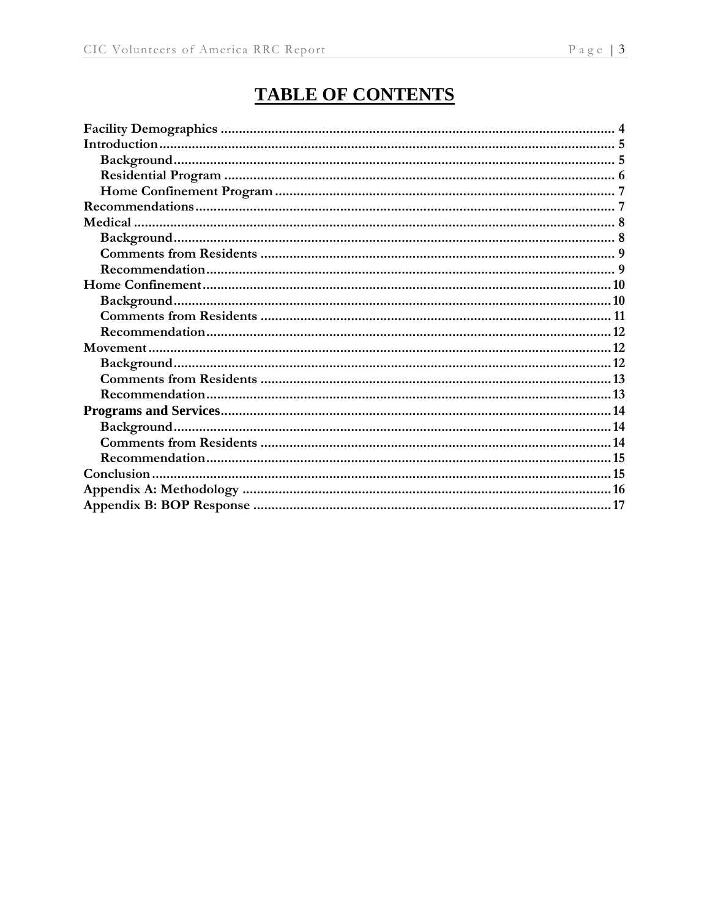# TABLE OF CONTENTS

**Facility Demographics** ........ 4
**Introduction** ........ 5
- **Background** ........ 5
- **Residential Program** ........ 6
- **Home Confinement Program** ........ 7

**Recommendations** ........ 7
**Medical** ........ 8
- **Background** ........ 8
- **Comments from Residents** ........ 9
- **Recommendation** ........ 9

**Home Confinement** ........ 10
- **Background** ........ 10
- **Comments from Residents** ........ 11
- **Recommendation** ........ 12

**Movement** ........ 12
- **Background** ........ 12
- **Comments from Residents** ........ 13
- **Recommendation** ........ 13

**Programs and Services** ........ 14
- **Background** ........ 14
- **Comments from Residents** ........ 14
- **Recommendation** ........ 15

**Conclusion** ........ 15
**Appendix A: Methodology** ........ 16
**Appendix B: BOP Response** ........ 17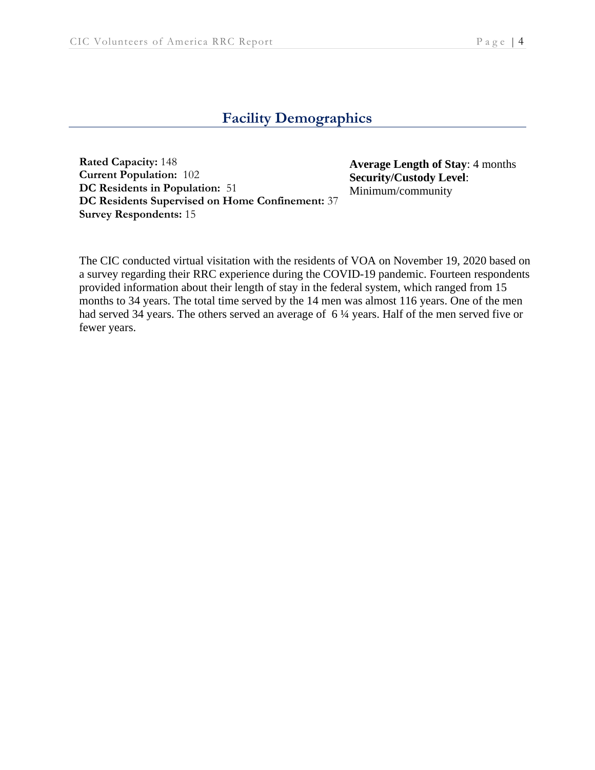## Facility Demographics

**Rated Capacity:** 148
**Current Population:** 102
**DC Residents in Population:** 51
**DC Residents Supervised on Home Confinement:** 37
**Survey Respondents:** 15

**Average Length of Stay**: 4 months
**Security/Custody Level**: Minimum/community

The CIC conducted virtual visitation with the residents of VOA on November 19, 2020 based on a survey regarding their RRC experience during the COVID-19 pandemic. Fourteen respondents provided information about their length of stay in the federal system, which ranged from 15 months to 34 years. The total time served by the 14 men was almost 116 years. One of the men had served 34 years. The others served an average of 6 ¼ years. Half of the men served five or fewer years.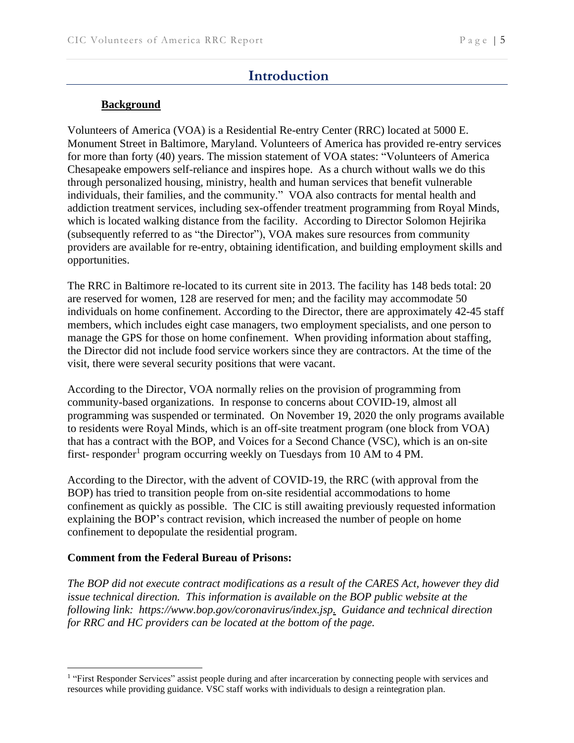# Introduction

**Background**

Volunteers of America (VOA) is a Residential Re-entry Center (RRC) located at 5000 E. Monument Street in Baltimore, Maryland. Volunteers of America has provided re-entry services for more than forty (40) years. The mission statement of VOA states: "Volunteers of America Chesapeake empowers self-reliance and inspires hope. As a church without walls we do this through personalized housing, ministry, health and human services that benefit vulnerable individuals, their families, and the community." VOA also contracts for mental health and addiction treatment services, including sex-offender treatment programming from Royal Minds, which is located walking distance from the facility. According to Director Solomon Hejirika (subsequently referred to as "the Director"), VOA makes sure resources from community providers are available for re-entry, obtaining identification, and building employment skills and opportunities.

The RRC in Baltimore re-located to its current site in 2013. The facility has 148 beds total: 20 are reserved for women, 128 are reserved for men; and the facility may accommodate 50 individuals on home confinement. According to the Director, there are approximately 42-45 staff members, which includes eight case managers, two employment specialists, and one person to manage the GPS for those on home confinement. When providing information about staffing, the Director did not include food service workers since they are contractors. At the time of the visit, there were several security positions that were vacant.

According to the Director, VOA normally relies on the provision of programming from community-based organizations. In response to concerns about COVID-19, almost all programming was suspended or terminated. On November 19, 2020 the only programs available to residents were Royal Minds, which is an off-site treatment program (one block from VOA) that has a contract with the BOP, and Voices for a Second Chance (VSC), which is an on-site first- responder[1] program occurring weekly on Tuesdays from 10 AM to 4 PM.

According to the Director, with the advent of COVID-19, the RRC (with approval from the BOP) has tried to transition people from on-site residential accommodations to home confinement as quickly as possible. The CIC is still awaiting previously requested information explaining the BOP's contract revision, which increased the number of people on home confinement to depopulate the residential program.

**Comment from the Federal Bureau of Prisons:**

*The BOP did not execute contract modifications as a result of the CARES Act, however they did issue technical direction. This information is available on the BOP public website at the following link: https://www.bop.gov/coronavirus/index.jsp. Guidance and technical direction for RRC and HC providers can be located at the bottom of the page.*

---

[1] "First Responder Services" assist people during and after incarceration by connecting people with services and resources while providing guidance. VSC staff works with individuals to design a reintegration plan.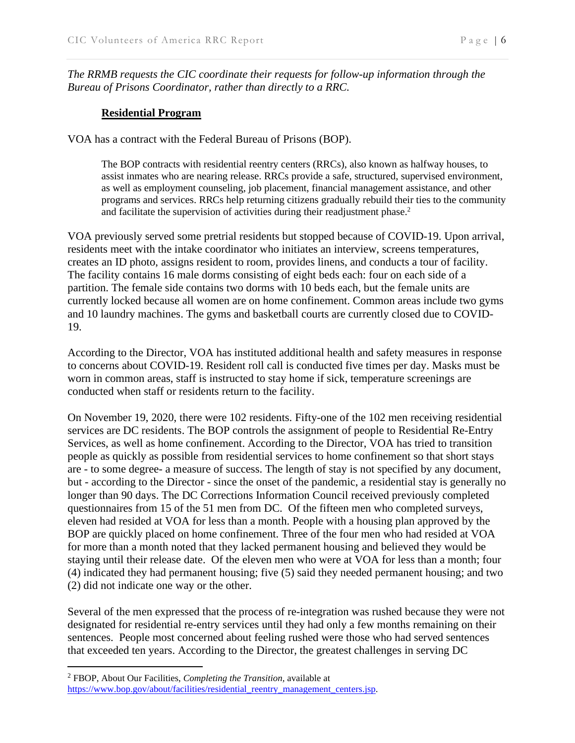*The RRMB requests the CIC coordinate their requests for follow-up information through the Bureau of Prisons Coordinator, rather than directly to a RRC.*

## Residential Program

VOA has a contract with the Federal Bureau of Prisons (BOP).

> The BOP contracts with residential reentry centers (RRCs), also known as halfway houses, to assist inmates who are nearing release. RRCs provide a safe, structured, supervised environment, as well as employment counseling, job placement, financial management assistance, and other programs and services. RRCs help returning citizens gradually rebuild their ties to the community and facilitate the supervision of activities during their readjustment phase.[2]

VOA previously served some pretrial residents but stopped because of COVID-19. Upon arrival, residents meet with the intake coordinator who initiates an interview, screens temperatures, creates an ID photo, assigns resident to room, provides linens, and conducts a tour of facility. The facility contains 16 male dorms consisting of eight beds each: four on each side of a partition. The female side contains two dorms with 10 beds each, but the female units are currently locked because all women are on home confinement. Common areas include two gyms and 10 laundry machines. The gyms and basketball courts are currently closed due to COVID-19.

According to the Director, VOA has instituted additional health and safety measures in response to concerns about COVID-19. Resident roll call is conducted five times per day. Masks must be worn in common areas, staff is instructed to stay home if sick, temperature screenings are conducted when staff or residents return to the facility.

On November 19, 2020, there were 102 residents. Fifty-one of the 102 men receiving residential services are DC residents. The BOP controls the assignment of people to Residential Re-Entry Services, as well as home confinement. According to the Director, VOA has tried to transition people as quickly as possible from residential services to home confinement so that short stays are - to some degree- a measure of success. The length of stay is not specified by any document, but - according to the Director - since the onset of the pandemic, a residential stay is generally no longer than 90 days. The DC Corrections Information Council received previously completed questionnaires from 15 of the 51 men from DC. Of the fifteen men who completed surveys, eleven had resided at VOA for less than a month. People with a housing plan approved by the BOP are quickly placed on home confinement. Three of the four men who had resided at VOA for more than a month noted that they lacked permanent housing and believed they would be staying until their release date. Of the eleven men who were at VOA for less than a month; four (4) indicated they had permanent housing; five (5) said they needed permanent housing; and two (2) did not indicate one way or the other.

Several of the men expressed that the process of re-integration was rushed because they were not designated for residential re-entry services until they had only a few months remaining on their sentences. People most concerned about feeling rushed were those who had served sentences that exceeded ten years. According to the Director, the greatest challenges in serving DC

---

[2] FBOP, About Our Facilities, *Completing the Transition,* available at https://www.bop.gov/about/facilities/residential_reentry_management_centers.jsp.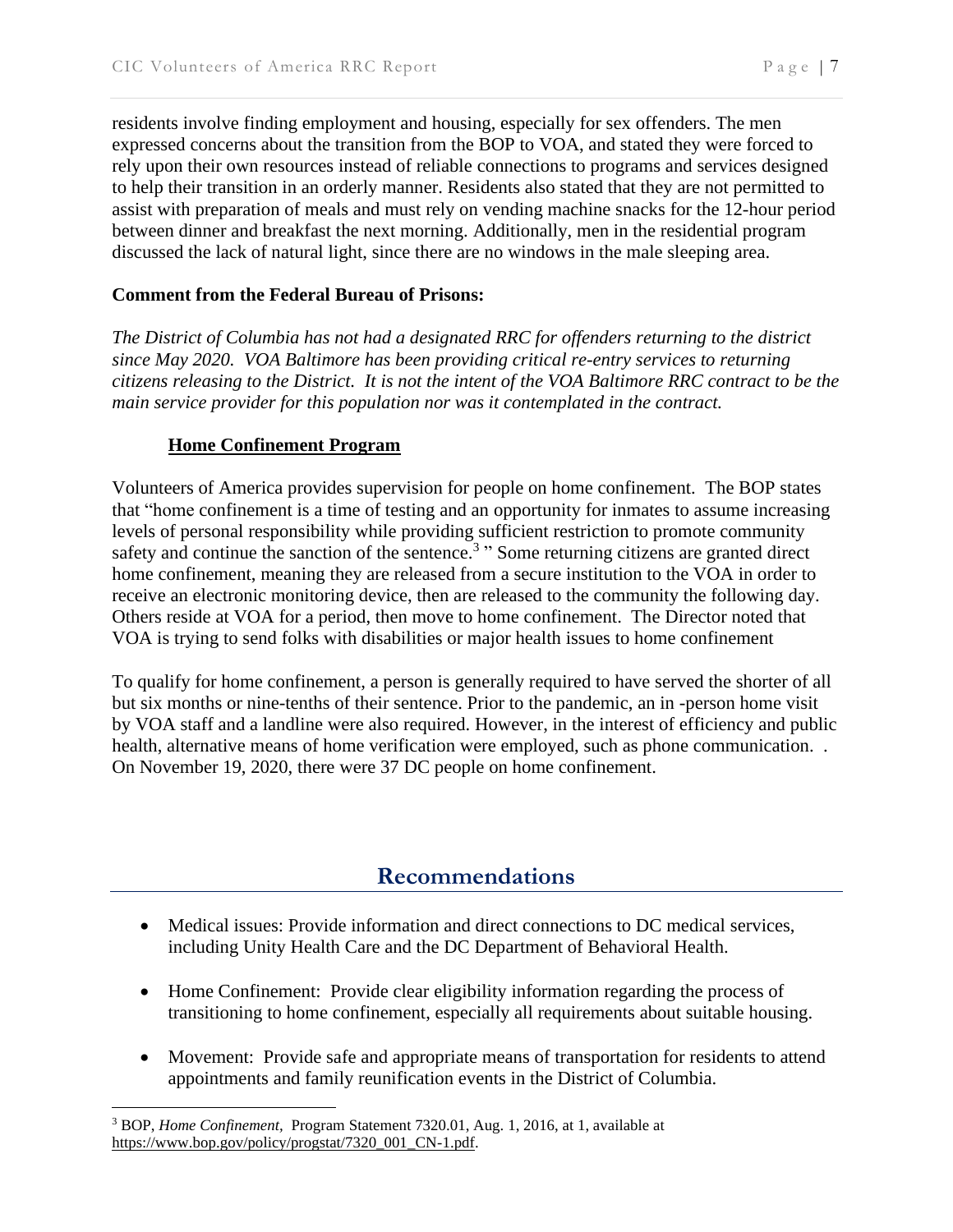residents involve finding employment and housing, especially for sex offenders. The men expressed concerns about the transition from the BOP to VOA, and stated they were forced to rely upon their own resources instead of reliable connections to programs and services designed to help their transition in an orderly manner. Residents also stated that they are not permitted to assist with preparation of meals and must rely on vending machine snacks for the 12-hour period between dinner and breakfast the next morning. Additionally, men in the residential program discussed the lack of natural light, since there are no windows in the male sleeping area.

**Comment from the Federal Bureau of Prisons:**

*The District of Columbia has not had a designated RRC for offenders returning to the district since May 2020. VOA Baltimore has been providing critical re-entry services to returning citizens releasing to the District. It is not the intent of the VOA Baltimore RRC contract to be the main service provider for this population nor was it contemplated in the contract.*

**Home Confinement Program**

Volunteers of America provides supervision for people on home confinement. The BOP states that "home confinement is a time of testing and an opportunity for inmates to assume increasing levels of personal responsibility while providing sufficient restriction to promote community safety and continue the sanction of the sentence.[3] " Some returning citizens are granted direct home confinement, meaning they are released from a secure institution to the VOA in order to receive an electronic monitoring device, then are released to the community the following day. Others reside at VOA for a period, then move to home confinement. The Director noted that VOA is trying to send folks with disabilities or major health issues to home confinement

To qualify for home confinement, a person is generally required to have served the shorter of all but six months or nine-tenths of their sentence. Prior to the pandemic, an in -person home visit by VOA staff and a landline were also required. However, in the interest of efficiency and public health, alternative means of home verification were employed, such as phone communication. . On November 19, 2020, there were 37 DC people on home confinement.

## Recommendations

- Medical issues: Provide information and direct connections to DC medical services, including Unity Health Care and the DC Department of Behavioral Health.
- Home Confinement: Provide clear eligibility information regarding the process of transitioning to home confinement, especially all requirements about suitable housing.
- Movement: Provide safe and appropriate means of transportation for residents to attend appointments and family reunification events in the District of Columbia.

[3] BOP, *Home Confinement*, Program Statement 7320.01, Aug. 1, 2016, at 1, available at https://www.bop.gov/policy/progstat/7320_001_CN-1.pdf.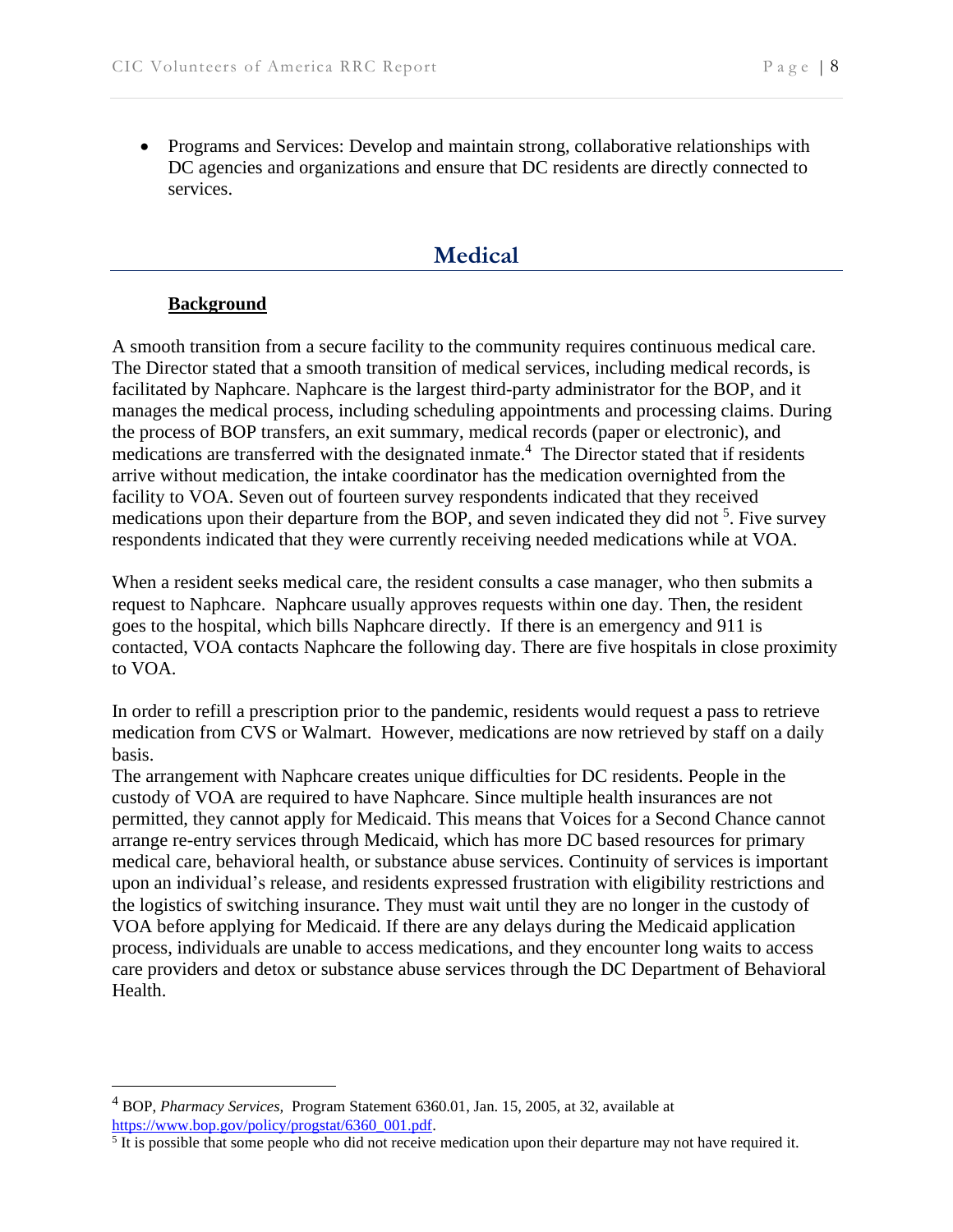- Programs and Services: Develop and maintain strong, collaborative relationships with DC agencies and organizations and ensure that DC residents are directly connected to services.

## Medical

### Background

A smooth transition from a secure facility to the community requires continuous medical care. The Director stated that a smooth transition of medical services, including medical records, is facilitated by Naphcare. Naphcare is the largest third-party administrator for the BOP, and it manages the medical process, including scheduling appointments and processing claims. During the process of BOP transfers, an exit summary, medical records (paper or electronic), and medications are transferred with the designated inmate.[4] The Director stated that if residents arrive without medication, the intake coordinator has the medication overnighted from the facility to VOA. Seven out of fourteen survey respondents indicated that they received medications upon their departure from the BOP, and seven indicated they did not [5]. Five survey respondents indicated that they were currently receiving needed medications while at VOA.

When a resident seeks medical care, the resident consults a case manager, who then submits a request to Naphcare. Naphcare usually approves requests within one day. Then, the resident goes to the hospital, which bills Naphcare directly. If there is an emergency and 911 is contacted, VOA contacts Naphcare the following day. There are five hospitals in close proximity to VOA.

In order to refill a prescription prior to the pandemic, residents would request a pass to retrieve medication from CVS or Walmart. However, medications are now retrieved by staff on a daily basis.

The arrangement with Naphcare creates unique difficulties for DC residents. People in the custody of VOA are required to have Naphcare. Since multiple health insurances are not permitted, they cannot apply for Medicaid. This means that Voices for a Second Chance cannot arrange re-entry services through Medicaid, which has more DC based resources for primary medical care, behavioral health, or substance abuse services. Continuity of services is important upon an individual's release, and residents expressed frustration with eligibility restrictions and the logistics of switching insurance. They must wait until they are no longer in the custody of VOA before applying for Medicaid. If there are any delays during the Medicaid application process, individuals are unable to access medications, and they encounter long waits to access care providers and detox or substance abuse services through the DC Department of Behavioral Health.

---

[4] BOP, *Pharmacy Services,* Program Statement 6360.01, Jan. 15, 2005, at 32, available at https://www.bop.gov/policy/progstat/6360_001.pdf.

[5] It is possible that some people who did not receive medication upon their departure may not have required it.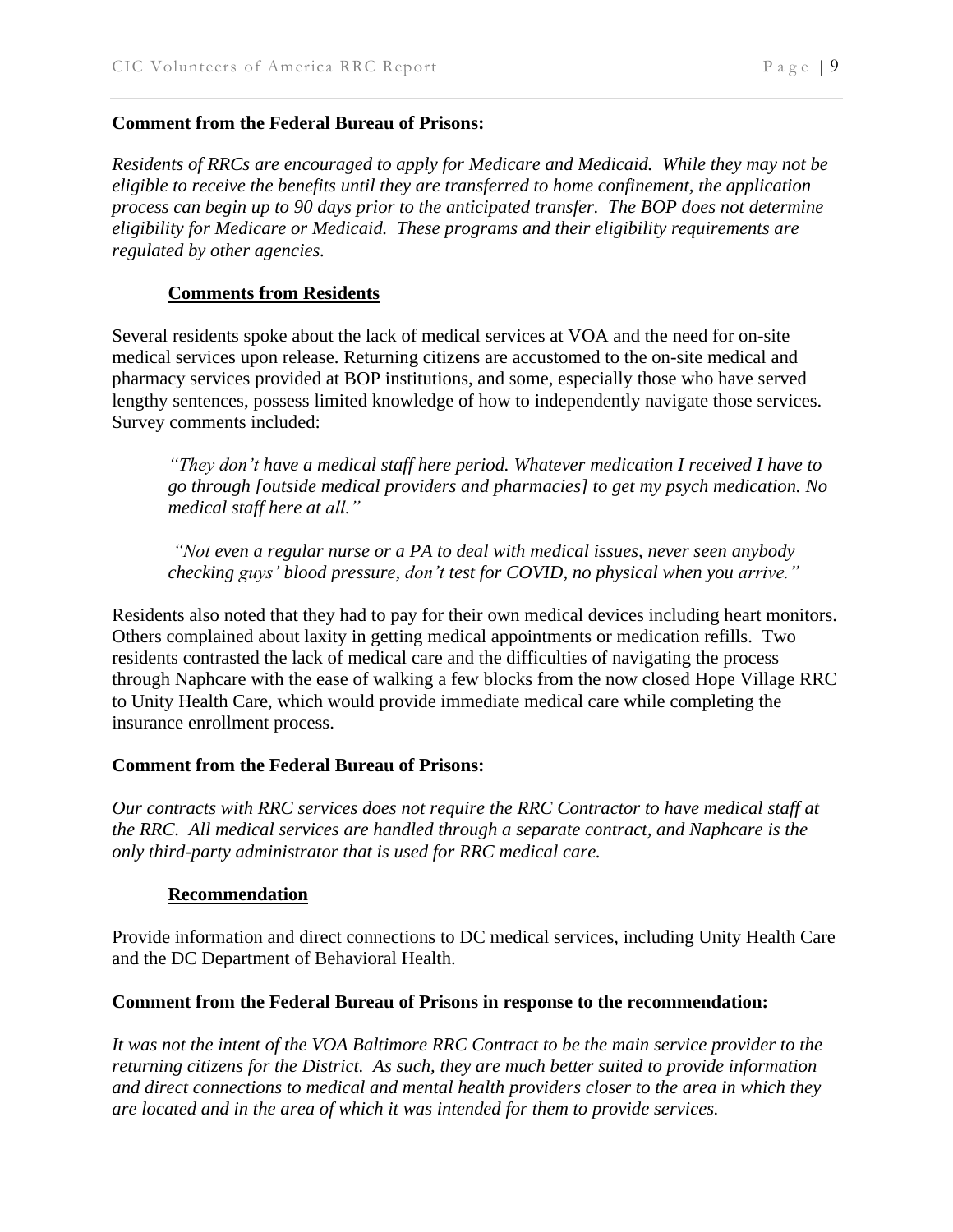**Comment from the Federal Bureau of Prisons:**

*Residents of RRCs are encouraged to apply for Medicare and Medicaid. While they may not be eligible to receive the benefits until they are transferred to home confinement, the application process can begin up to 90 days prior to the anticipated transfer. The BOP does not determine eligibility for Medicare or Medicaid. These programs and their eligibility requirements are regulated by other agencies.*

**Comments from Residents**

Several residents spoke about the lack of medical services at VOA and the need for on-site medical services upon release. Returning citizens are accustomed to the on-site medical and pharmacy services provided at BOP institutions, and some, especially those who have served lengthy sentences, possess limited knowledge of how to independently navigate those services. Survey comments included:

> *"They don't have a medical staff here period. Whatever medication I received I have to go through [outside medical providers and pharmacies] to get my psych medication. No medical staff here at all."*

> *"Not even a regular nurse or a PA to deal with medical issues, never seen anybody checking guys' blood pressure, don't test for COVID, no physical when you arrive."*

Residents also noted that they had to pay for their own medical devices including heart monitors. Others complained about laxity in getting medical appointments or medication refills. Two residents contrasted the lack of medical care and the difficulties of navigating the process through Naphcare with the ease of walking a few blocks from the now closed Hope Village RRC to Unity Health Care, which would provide immediate medical care while completing the insurance enrollment process.

**Comment from the Federal Bureau of Prisons:**

*Our contracts with RRC services does not require the RRC Contractor to have medical staff at the RRC. All medical services are handled through a separate contract, and Naphcare is the only third-party administrator that is used for RRC medical care.*

**Recommendation**

Provide information and direct connections to DC medical services, including Unity Health Care and the DC Department of Behavioral Health.

**Comment from the Federal Bureau of Prisons in response to the recommendation:**

*It was not the intent of the VOA Baltimore RRC Contract to be the main service provider to the returning citizens for the District. As such, they are much better suited to provide information and direct connections to medical and mental health providers closer to the area in which they are located and in the area of which it was intended for them to provide services.*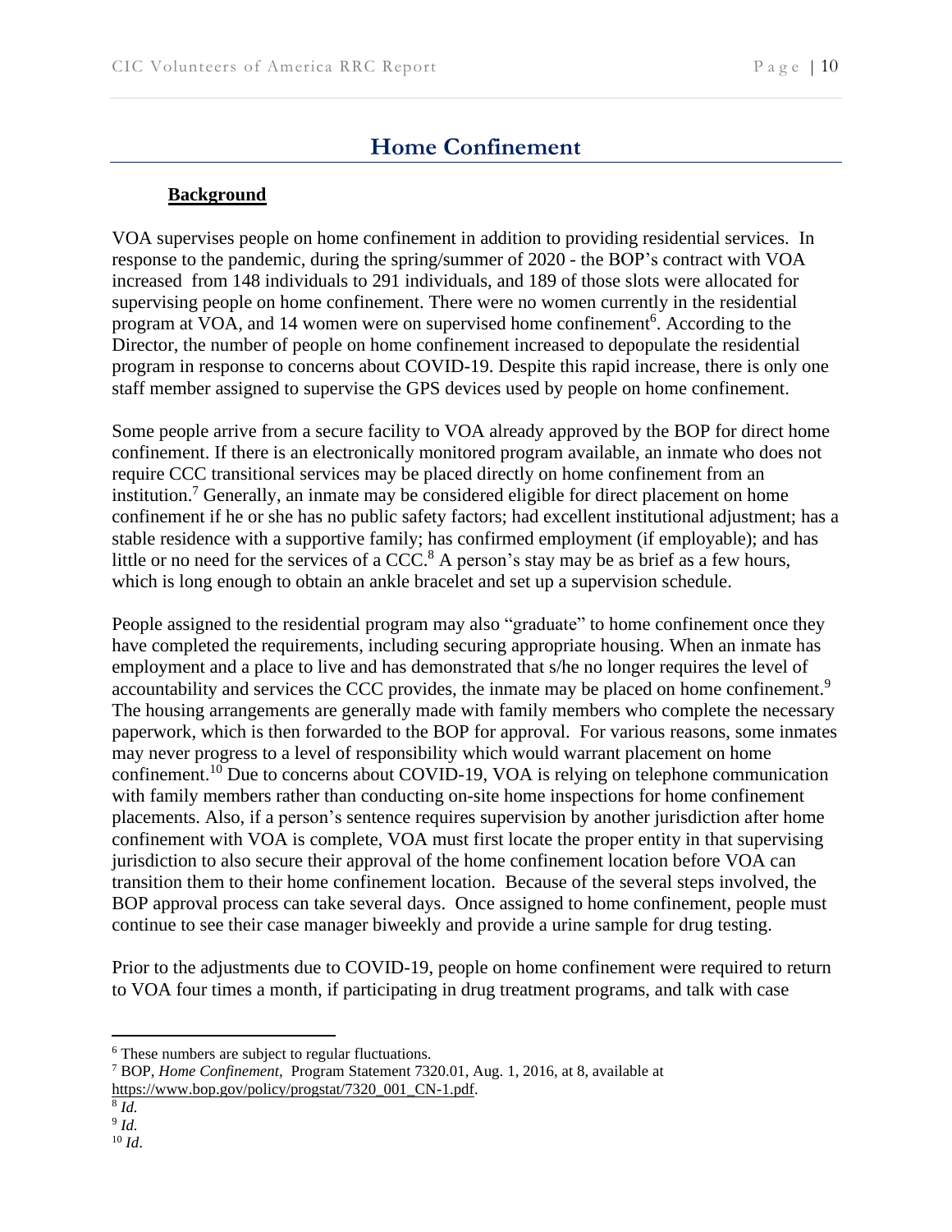## Home Confinement

### Background

VOA supervises people on home confinement in addition to providing residential services. In response to the pandemic, during the spring/summer of 2020 - the BOP's contract with VOA increased from 148 individuals to 291 individuals, and 189 of those slots were allocated for supervising people on home confinement. There were no women currently in the residential program at VOA, and 14 women were on supervised home confinement[6]. According to the Director, the number of people on home confinement increased to depopulate the residential program in response to concerns about COVID-19. Despite this rapid increase, there is only one staff member assigned to supervise the GPS devices used by people on home confinement.

Some people arrive from a secure facility to VOA already approved by the BOP for direct home confinement. If there is an electronically monitored program available, an inmate who does not require CCC transitional services may be placed directly on home confinement from an institution.[7] Generally, an inmate may be considered eligible for direct placement on home confinement if he or she has no public safety factors; had excellent institutional adjustment; has a stable residence with a supportive family; has confirmed employment (if employable); and has little or no need for the services of a CCC.[8] A person's stay may be as brief as a few hours, which is long enough to obtain an ankle bracelet and set up a supervision schedule.

People assigned to the residential program may also "graduate" to home confinement once they have completed the requirements, including securing appropriate housing. When an inmate has employment and a place to live and has demonstrated that s/he no longer requires the level of accountability and services the CCC provides, the inmate may be placed on home confinement.[9] The housing arrangements are generally made with family members who complete the necessary paperwork, which is then forwarded to the BOP for approval. For various reasons, some inmates may never progress to a level of responsibility which would warrant placement on home confinement.[10] Due to concerns about COVID-19, VOA is relying on telephone communication with family members rather than conducting on-site home inspections for home confinement placements. Also, if a person's sentence requires supervision by another jurisdiction after home confinement with VOA is complete, VOA must first locate the proper entity in that supervising jurisdiction to also secure their approval of the home confinement location before VOA can transition them to their home confinement location. Because of the several steps involved, the BOP approval process can take several days. Once assigned to home confinement, people must continue to see their case manager biweekly and provide a urine sample for drug testing.

Prior to the adjustments due to COVID-19, people on home confinement were required to return to VOA four times a month, if participating in drug treatment programs, and talk with case

---

[6] These numbers are subject to regular fluctuations.

[7] BOP, *Home Confinement*, Program Statement 7320.01, Aug. 1, 2016, at 8, available at https://www.bop.gov/policy/progstat/7320_001_CN-1.pdf.

[8] *Id.*

[9] *Id.*

[10] *Id*.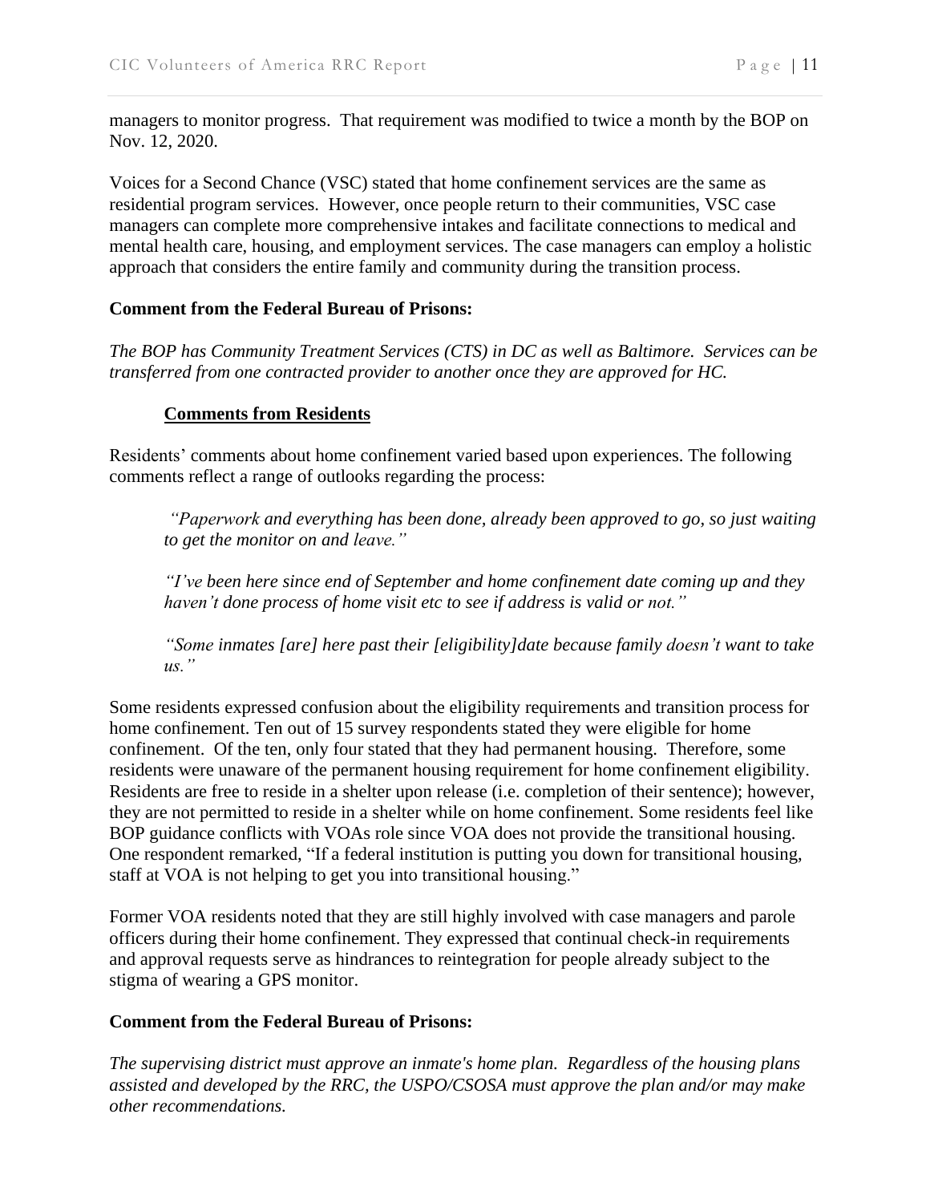managers to monitor progress. That requirement was modified to twice a month by the BOP on Nov. 12, 2020.

Voices for a Second Chance (VSC) stated that home confinement services are the same as residential program services. However, once people return to their communities, VSC case managers can complete more comprehensive intakes and facilitate connections to medical and mental health care, housing, and employment services. The case managers can employ a holistic approach that considers the entire family and community during the transition process.

**Comment from the Federal Bureau of Prisons:**

*The BOP has Community Treatment Services (CTS) in DC as well as Baltimore. Services can be transferred from one contracted provider to another once they are approved for HC.*

**Comments from Residents**

Residents' comments about home confinement varied based upon experiences. The following comments reflect a range of outlooks regarding the process:

> *"Paperwork and everything has been done, already been approved to go, so just waiting to get the monitor on and leave."*
>
> *"I've been here since end of September and home confinement date coming up and they haven't done process of home visit etc to see if address is valid or not."*
>
> *"Some inmates [are] here past their [eligibility]date because family doesn't want to take us."*

Some residents expressed confusion about the eligibility requirements and transition process for home confinement. Ten out of 15 survey respondents stated they were eligible for home confinement. Of the ten, only four stated that they had permanent housing. Therefore, some residents were unaware of the permanent housing requirement for home confinement eligibility. Residents are free to reside in a shelter upon release (i.e. completion of their sentence); however, they are not permitted to reside in a shelter while on home confinement. Some residents feel like BOP guidance conflicts with VOAs role since VOA does not provide the transitional housing. One respondent remarked, "If a federal institution is putting you down for transitional housing, staff at VOA is not helping to get you into transitional housing."

Former VOA residents noted that they are still highly involved with case managers and parole officers during their home confinement. They expressed that continual check-in requirements and approval requests serve as hindrances to reintegration for people already subject to the stigma of wearing a GPS monitor.

**Comment from the Federal Bureau of Prisons:**

*The supervising district must approve an inmate's home plan. Regardless of the housing plans assisted and developed by the RRC, the USPO/CSOSA must approve the plan and/or may make other recommendations.*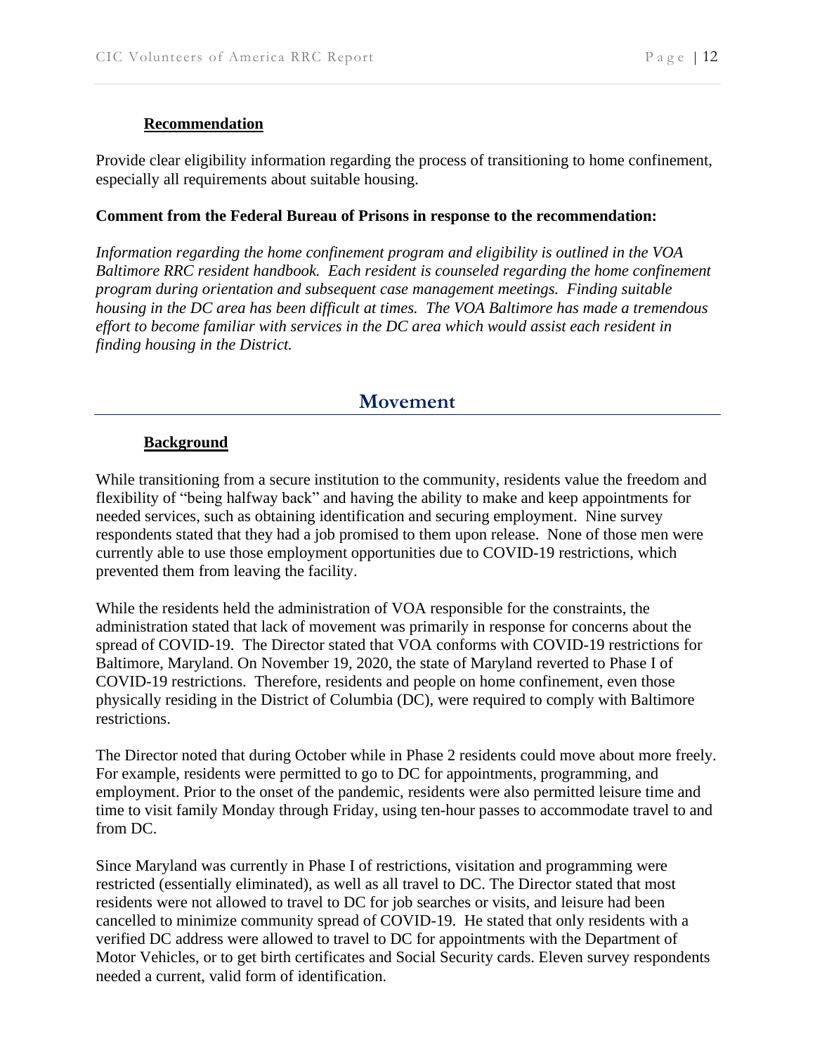### Recommendation

Provide clear eligibility information regarding the process of transitioning to home confinement, especially all requirements about suitable housing.

**Comment from the Federal Bureau of Prisons in response to the recommendation:**

*Information regarding the home confinement program and eligibility is outlined in the VOA Baltimore RRC resident handbook. Each resident is counseled regarding the home confinement program during orientation and subsequent case management meetings. Finding suitable housing in the DC area has been difficult at times. The VOA Baltimore has made a tremendous effort to become familiar with services in the DC area which would assist each resident in finding housing in the District.*

## Movement

### Background

While transitioning from a secure institution to the community, residents value the freedom and flexibility of "being halfway back" and having the ability to make and keep appointments for needed services, such as obtaining identification and securing employment. Nine survey respondents stated that they had a job promised to them upon release. None of those men were currently able to use those employment opportunities due to COVID-19 restrictions, which prevented them from leaving the facility.

While the residents held the administration of VOA responsible for the constraints, the administration stated that lack of movement was primarily in response for concerns about the spread of COVID-19. The Director stated that VOA conforms with COVID-19 restrictions for Baltimore, Maryland. On November 19, 2020, the state of Maryland reverted to Phase I of COVID-19 restrictions. Therefore, residents and people on home confinement, even those physically residing in the District of Columbia (DC), were required to comply with Baltimore restrictions.

The Director noted that during October while in Phase 2 residents could move about more freely. For example, residents were permitted to go to DC for appointments, programming, and employment. Prior to the onset of the pandemic, residents were also permitted leisure time and time to visit family Monday through Friday, using ten-hour passes to accommodate travel to and from DC.

Since Maryland was currently in Phase I of restrictions, visitation and programming were restricted (essentially eliminated), as well as all travel to DC. The Director stated that most residents were not allowed to travel to DC for job searches or visits, and leisure had been cancelled to minimize community spread of COVID-19. He stated that only residents with a verified DC address were allowed to travel to DC for appointments with the Department of Motor Vehicles, or to get birth certificates and Social Security cards. Eleven survey respondents needed a current, valid form of identification.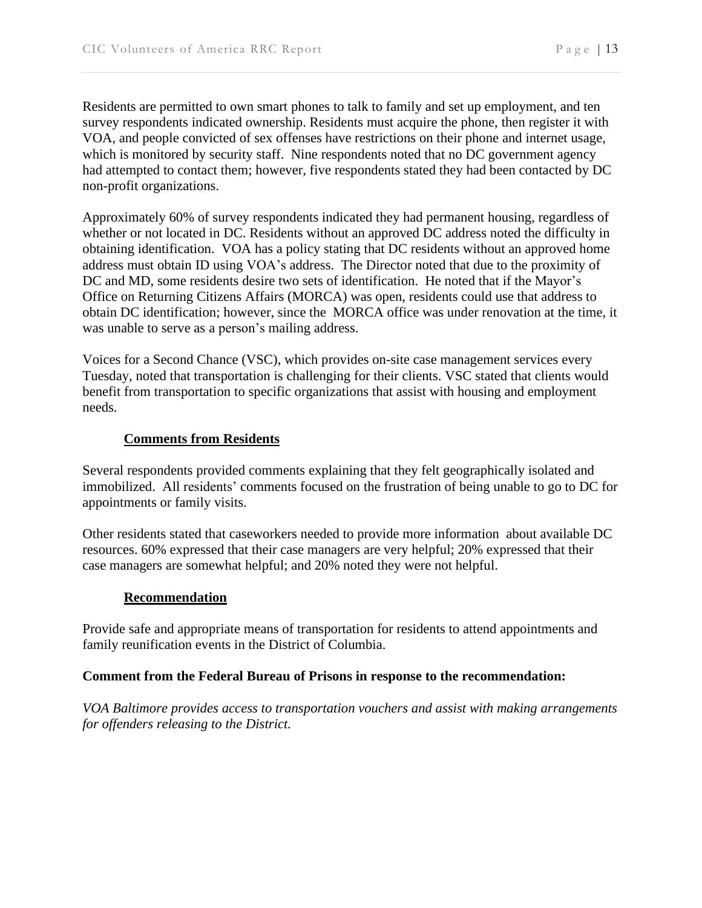Residents are permitted to own smart phones to talk to family and set up employment, and ten survey respondents indicated ownership. Residents must acquire the phone, then register it with VOA, and people convicted of sex offenses have restrictions on their phone and internet usage, which is monitored by security staff. Nine respondents noted that no DC government agency had attempted to contact them; however, five respondents stated they had been contacted by DC non-profit organizations.

Approximately 60% of survey respondents indicated they had permanent housing, regardless of whether or not located in DC. Residents without an approved DC address noted the difficulty in obtaining identification. VOA has a policy stating that DC residents without an approved home address must obtain ID using VOA's address. The Director noted that due to the proximity of DC and MD, some residents desire two sets of identification. He noted that if the Mayor's Office on Returning Citizens Affairs (MORCA) was open, residents could use that address to obtain DC identification; however, since the MORCA office was under renovation at the time, it was unable to serve as a person's mailing address.

Voices for a Second Chance (VSC), which provides on-site case management services every Tuesday, noted that transportation is challenging for their clients. VSC stated that clients would benefit from transportation to specific organizations that assist with housing and employment needs.

### Comments from Residents

Several respondents provided comments explaining that they felt geographically isolated and immobilized. All residents' comments focused on the frustration of being unable to go to DC for appointments or family visits.

Other residents stated that caseworkers needed to provide more information about available DC resources. 60% expressed that their case managers are very helpful; 20% expressed that their case managers are somewhat helpful; and 20% noted they were not helpful.

### Recommendation

Provide safe and appropriate means of transportation for residents to attend appointments and family reunification events in the District of Columbia.

**Comment from the Federal Bureau of Prisons in response to the recommendation:**

*VOA Baltimore provides access to transportation vouchers and assist with making arrangements for offenders releasing to the District.*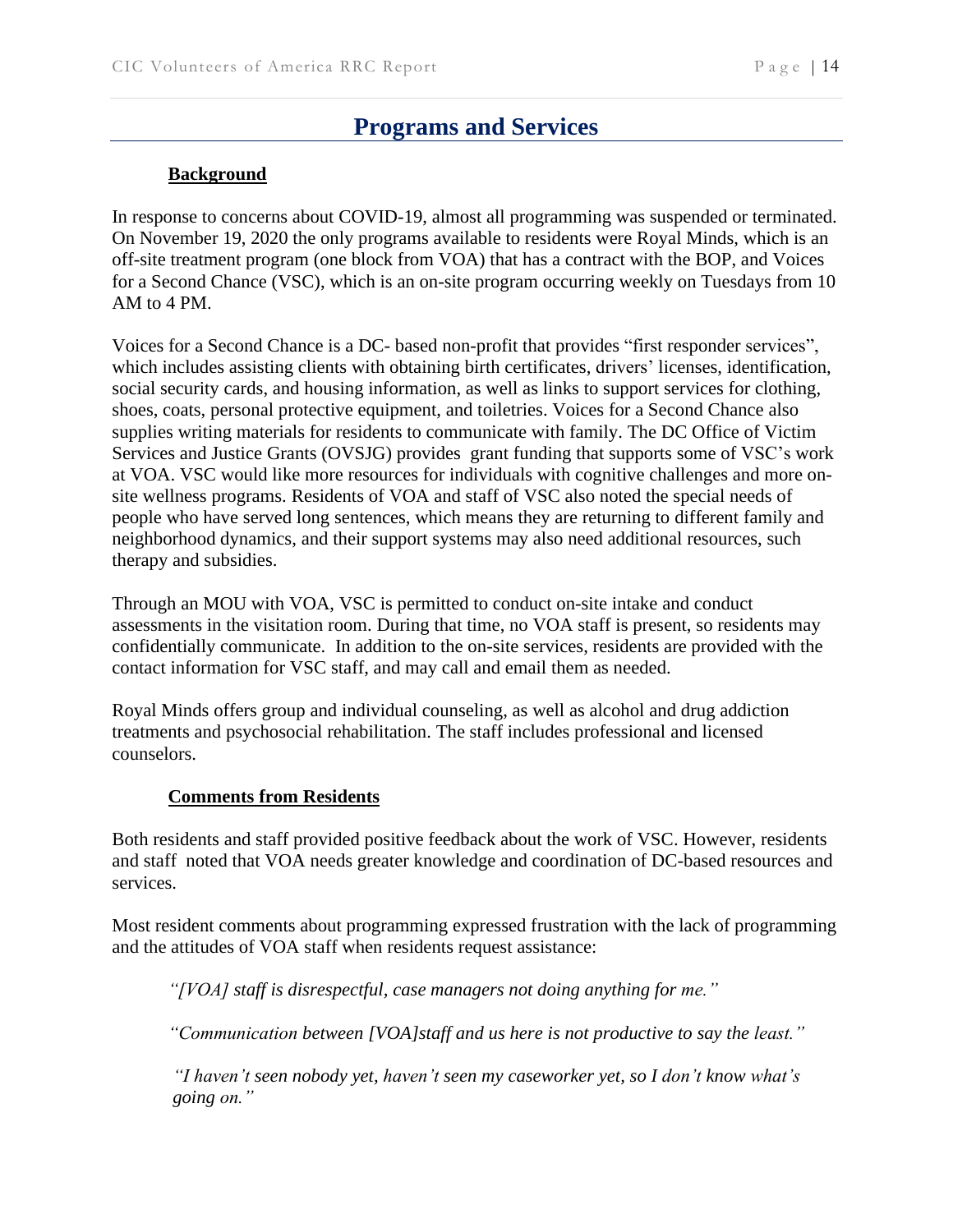# Programs and Services

## Background

In response to concerns about COVID-19, almost all programming was suspended or terminated. On November 19, 2020 the only programs available to residents were Royal Minds, which is an off-site treatment program (one block from VOA) that has a contract with the BOP, and Voices for a Second Chance (VSC), which is an on-site program occurring weekly on Tuesdays from 10 AM to 4 PM.

Voices for a Second Chance is a DC- based non-profit that provides "first responder services", which includes assisting clients with obtaining birth certificates, drivers' licenses, identification, social security cards, and housing information, as well as links to support services for clothing, shoes, coats, personal protective equipment, and toiletries. Voices for a Second Chance also supplies writing materials for residents to communicate with family. The DC Office of Victim Services and Justice Grants (OVSJG) provides grant funding that supports some of VSC's work at VOA. VSC would like more resources for individuals with cognitive challenges and more on-site wellness programs. Residents of VOA and staff of VSC also noted the special needs of people who have served long sentences, which means they are returning to different family and neighborhood dynamics, and their support systems may also need additional resources, such therapy and subsidies.

Through an MOU with VOA, VSC is permitted to conduct on-site intake and conduct assessments in the visitation room. During that time, no VOA staff is present, so residents may confidentially communicate. In addition to the on-site services, residents are provided with the contact information for VSC staff, and may call and email them as needed.

Royal Minds offers group and individual counseling, as well as alcohol and drug addiction treatments and psychosocial rehabilitation. The staff includes professional and licensed counselors.

## Comments from Residents

Both residents and staff provided positive feedback about the work of VSC. However, residents and staff noted that VOA needs greater knowledge and coordination of DC-based resources and services.

Most resident comments about programming expressed frustration with the lack of programming and the attitudes of VOA staff when residents request assistance:

> *"[VOA] staff is disrespectful, case managers not doing anything for me."*
>
> *"Communication between [VOA]staff and us here is not productive to say the least."*
>
> *"I haven't seen nobody yet, haven't seen my caseworker yet, so I don't know what's going on."*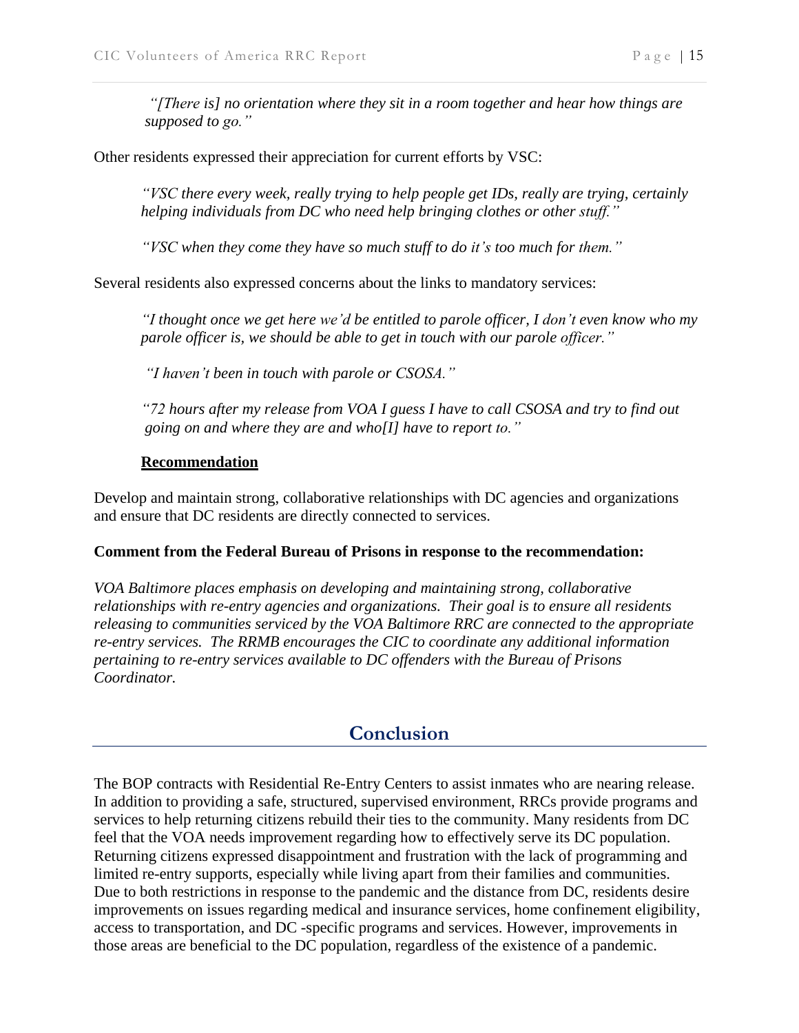*"[There is] no orientation where they sit in a room together and hear how things are supposed to go."*

Other residents expressed their appreciation for current efforts by VSC:

*"VSC there every week, really trying to help people get IDs, really are trying, certainly helping individuals from DC who need help bringing clothes or other stuff."*

*"VSC when they come they have so much stuff to do it's too much for them."*

Several residents also expressed concerns about the links to mandatory services:

*"I thought once we get here we'd be entitled to parole officer, I don't even know who my parole officer is, we should be able to get in touch with our parole officer."*

*"I haven't been in touch with parole or CSOSA."*

*"72 hours after my release from VOA I guess I have to call CSOSA and try to find out going on and where they are and who[I] have to report to."*

**Recommendation**

Develop and maintain strong, collaborative relationships with DC agencies and organizations and ensure that DC residents are directly connected to services.

**Comment from the Federal Bureau of Prisons in response to the recommendation:**

*VOA Baltimore places emphasis on developing and maintaining strong, collaborative relationships with re-entry agencies and organizations. Their goal is to ensure all residents releasing to communities serviced by the VOA Baltimore RRC are connected to the appropriate re-entry services. The RRMB encourages the CIC to coordinate any additional information pertaining to re-entry services available to DC offenders with the Bureau of Prisons Coordinator.*

## Conclusion

The BOP contracts with Residential Re-Entry Centers to assist inmates who are nearing release. In addition to providing a safe, structured, supervised environment, RRCs provide programs and services to help returning citizens rebuild their ties to the community. Many residents from DC feel that the VOA needs improvement regarding how to effectively serve its DC population. Returning citizens expressed disappointment and frustration with the lack of programming and limited re-entry supports, especially while living apart from their families and communities. Due to both restrictions in response to the pandemic and the distance from DC, residents desire improvements on issues regarding medical and insurance services, home confinement eligibility, access to transportation, and DC -specific programs and services. However, improvements in those areas are beneficial to the DC population, regardless of the existence of a pandemic.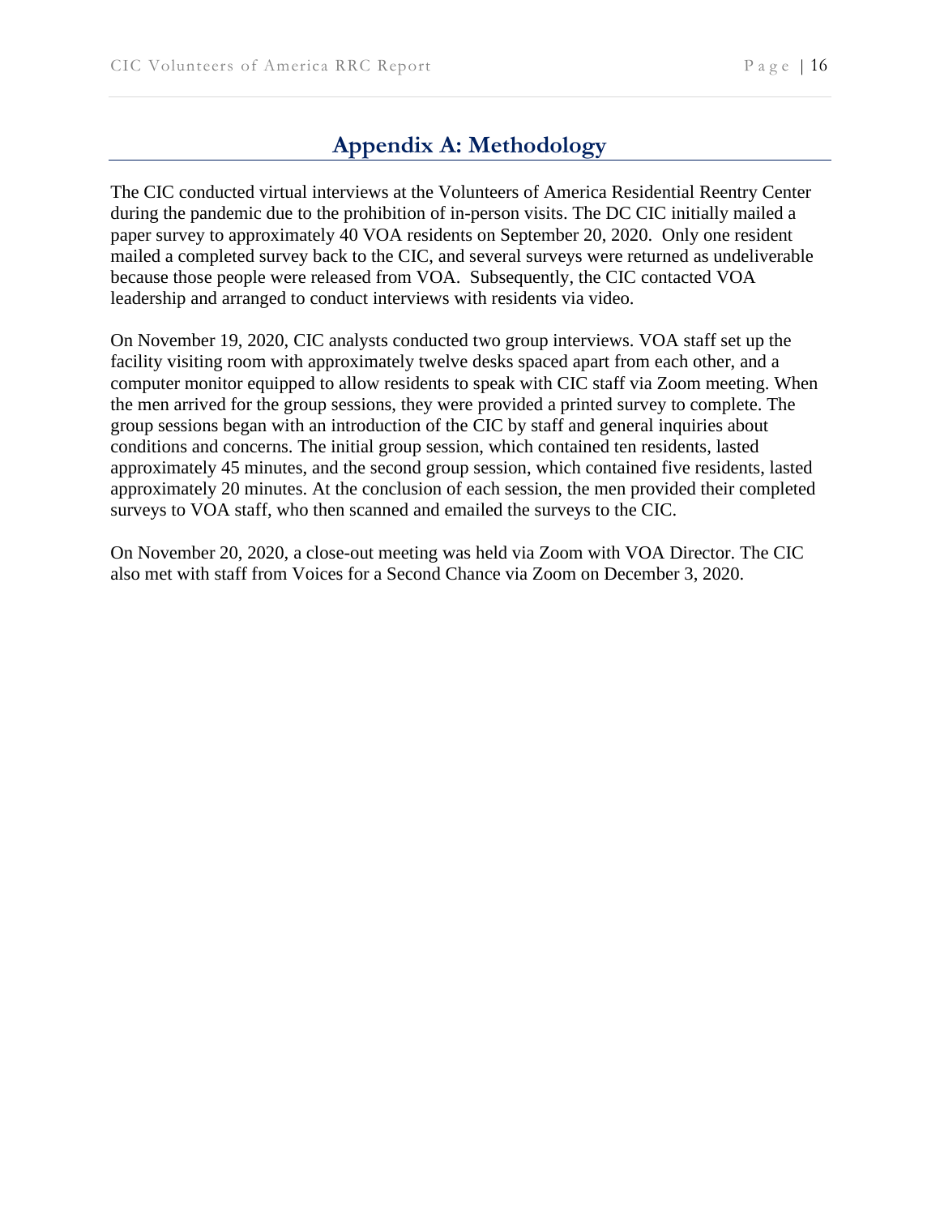# Appendix A: Methodology

The CIC conducted virtual interviews at the Volunteers of America Residential Reentry Center during the pandemic due to the prohibition of in-person visits. The DC CIC initially mailed a paper survey to approximately 40 VOA residents on September 20, 2020. Only one resident mailed a completed survey back to the CIC, and several surveys were returned as undeliverable because those people were released from VOA. Subsequently, the CIC contacted VOA leadership and arranged to conduct interviews with residents via video.

On November 19, 2020, CIC analysts conducted two group interviews. VOA staff set up the facility visiting room with approximately twelve desks spaced apart from each other, and a computer monitor equipped to allow residents to speak with CIC staff via Zoom meeting. When the men arrived for the group sessions, they were provided a printed survey to complete. The group sessions began with an introduction of the CIC by staff and general inquiries about conditions and concerns. The initial group session, which contained ten residents, lasted approximately 45 minutes, and the second group session, which contained five residents, lasted approximately 20 minutes. At the conclusion of each session, the men provided their completed surveys to VOA staff, who then scanned and emailed the surveys to the CIC.

On November 20, 2020, a close-out meeting was held via Zoom with VOA Director. The CIC also met with staff from Voices for a Second Chance via Zoom on December 3, 2020.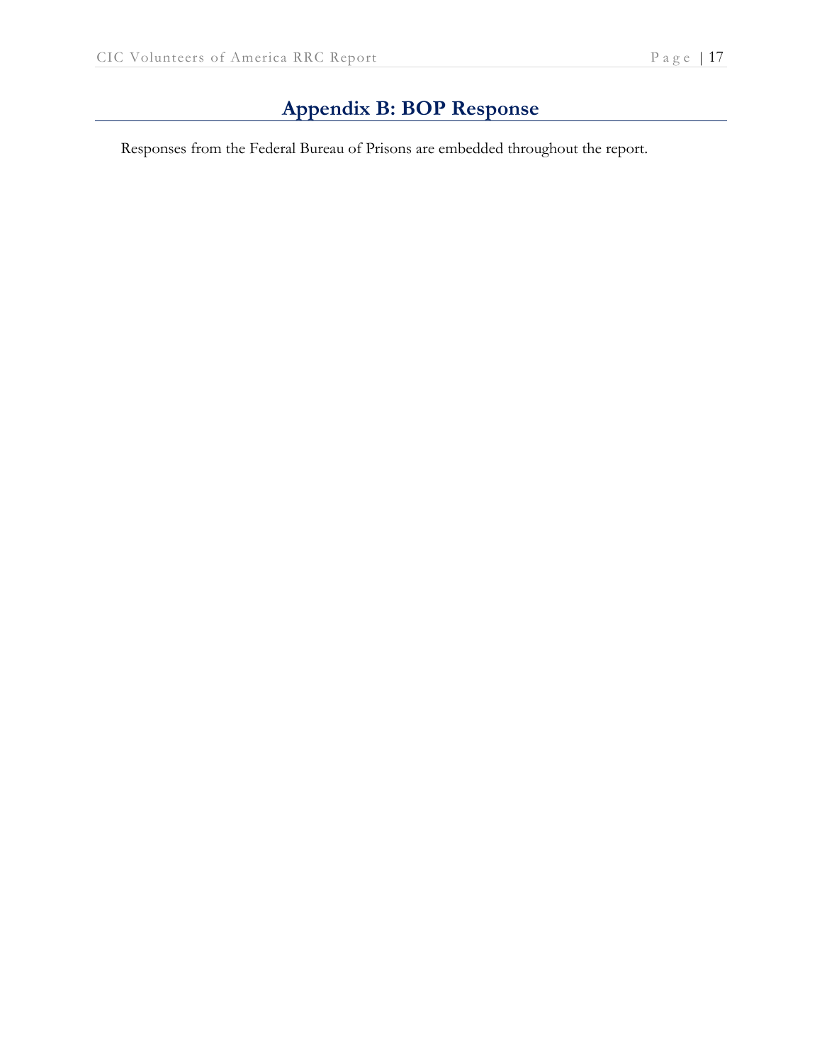# Appendix B: BOP Response

Responses from the Federal Bureau of Prisons are embedded throughout the report.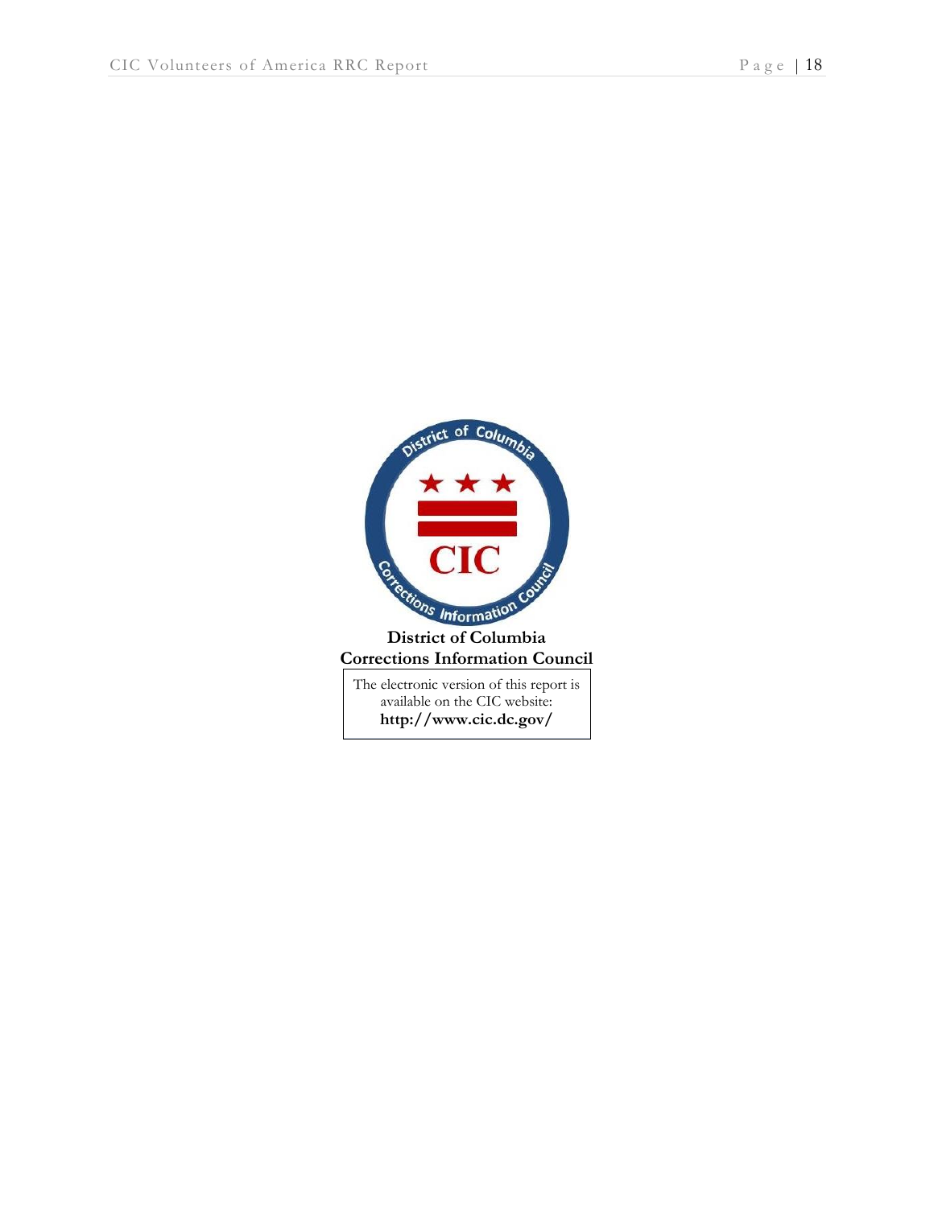**District of Columbia**
**Corrections Information Council**

The electronic version of this report is available on the CIC website:
**http://www.cic.dc.gov/**